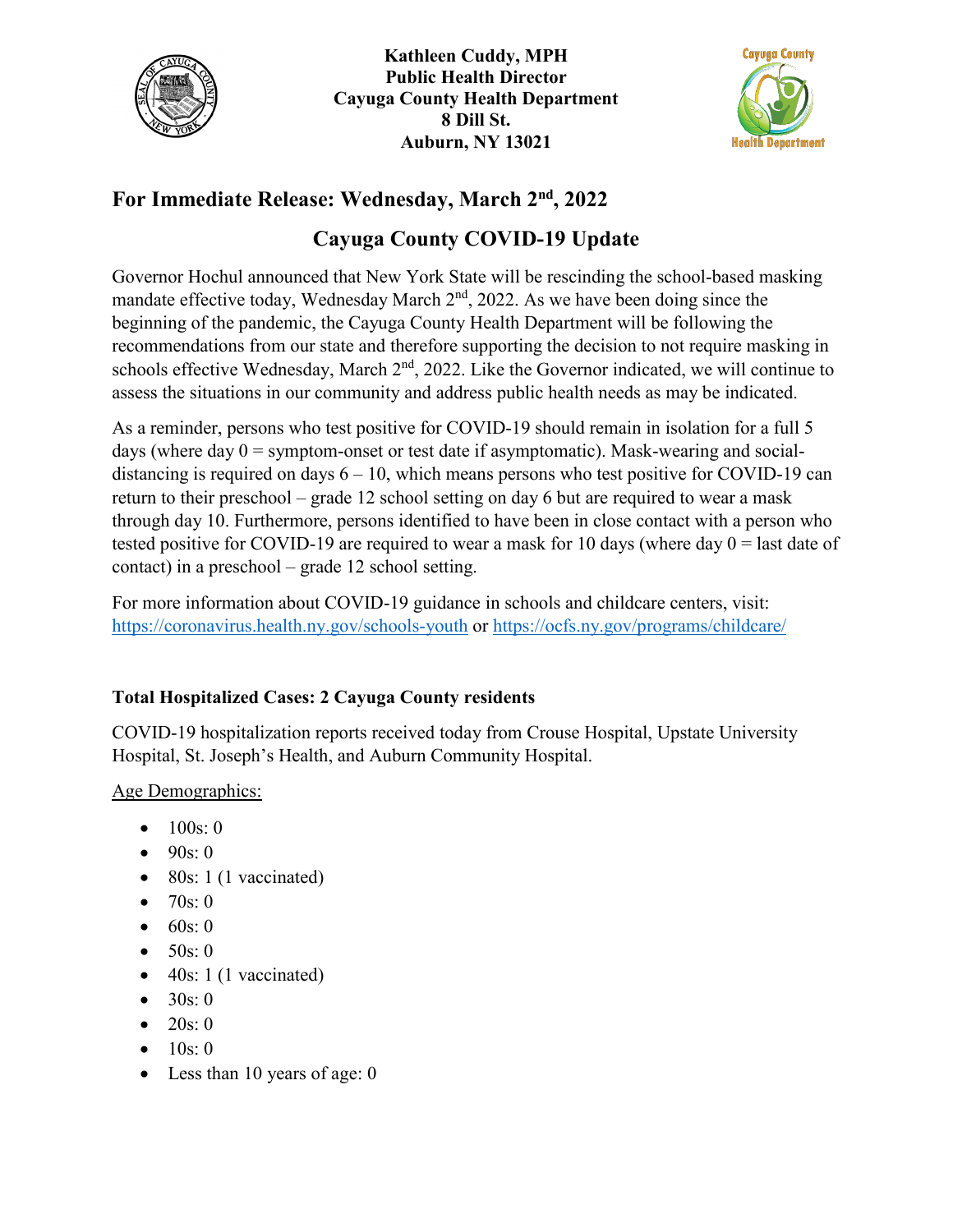**Kathleen Cuddy, MPH**
**Public Health Director**
**Cayuga County Health Department**
**8 Dill St.**
**Auburn, NY 13021**

## For Immediate Release: Wednesday, March 2nd, 2022

## Cayuga County COVID-19 Update

Governor Hochul announced that New York State will be rescinding the school-based masking mandate effective today, Wednesday March 2nd, 2022. As we have been doing since the beginning of the pandemic, the Cayuga County Health Department will be following the recommendations from our state and therefore supporting the decision to not require masking in schools effective Wednesday, March 2nd, 2022. Like the Governor indicated, we will continue to assess the situations in our community and address public health needs as may be indicated.

As a reminder, persons who test positive for COVID-19 should remain in isolation for a full 5 days (where day 0 = symptom-onset or test date if asymptomatic). Mask-wearing and social-distancing is required on days 6 – 10, which means persons who test positive for COVID-19 can return to their preschool – grade 12 school setting on day 6 but are required to wear a mask through day 10. Furthermore, persons identified to have been in close contact with a person who tested positive for COVID-19 are required to wear a mask for 10 days (where day 0 = last date of contact) in a preschool – grade 12 school setting.

For more information about COVID-19 guidance in schools and childcare centers, visit: https://coronavirus.health.ny.gov/schools-youth or https://ocfs.ny.gov/programs/childcare/

**Total Hospitalized Cases: 2 Cayuga County residents**

COVID-19 hospitalization reports received today from Crouse Hospital, Upstate University Hospital, St. Joseph's Health, and Auburn Community Hospital.

Age Demographics:

- 100s: 0
- 90s: 0
- 80s: 1 (1 vaccinated)
- 70s: 0
- 60s: 0
- 50s: 0
- 40s: 1 (1 vaccinated)
- 30s: 0
- 20s: 0
- 10s: 0
- Less than 10 years of age: 0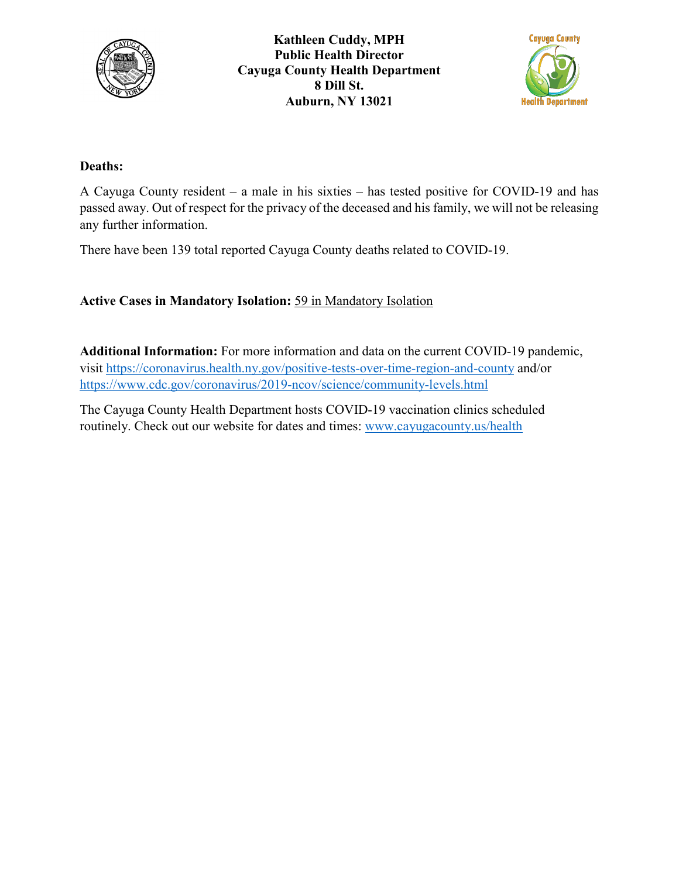**Kathleen Cuddy, MPH**
**Public Health Director**
**Cayuga County Health Department**
**8 Dill St.**
**Auburn, NY 13021**

**Deaths:**

A Cayuga County resident – a male in his sixties – has tested positive for COVID-19 and has passed away. Out of respect for the privacy of the deceased and his family, we will not be releasing any further information.

There have been 139 total reported Cayuga County deaths related to COVID-19.

**Active Cases in Mandatory Isolation:** 59 in Mandatory Isolation

**Additional Information:** For more information and data on the current COVID-19 pandemic, visit https://coronavirus.health.ny.gov/positive-tests-over-time-region-and-county and/or https://www.cdc.gov/coronavirus/2019-ncov/science/community-levels.html

The Cayuga County Health Department hosts COVID-19 vaccination clinics scheduled routinely. Check out our website for dates and times: www.cayugacounty.us/health